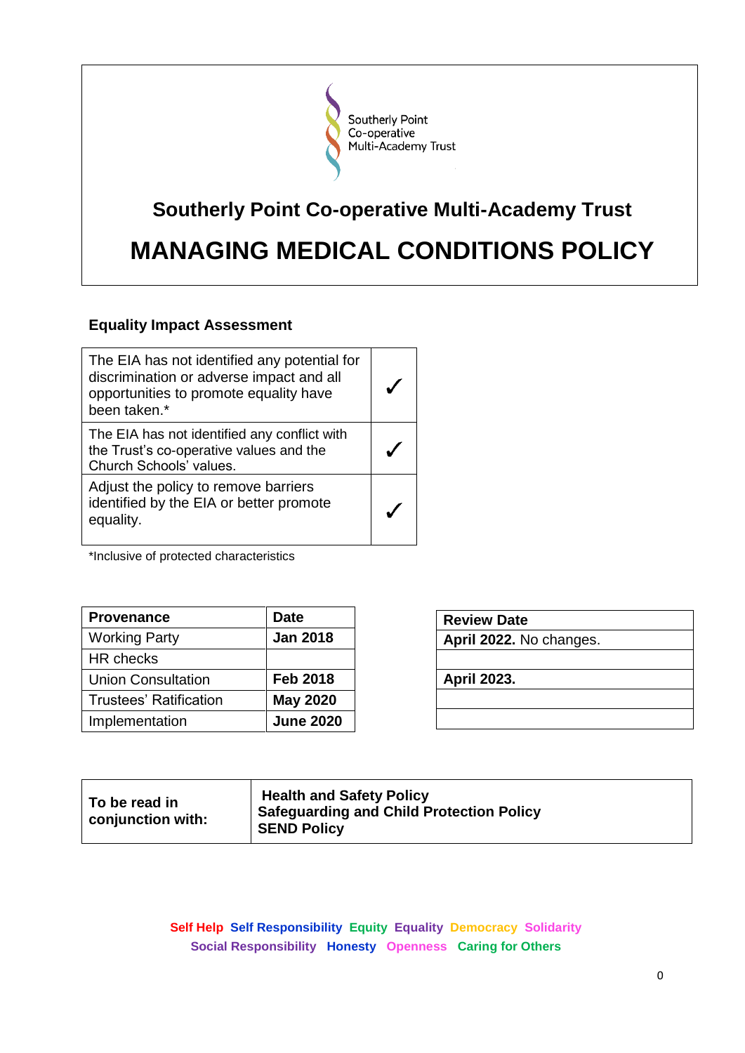Southerly Point
Co-operative
Multi-Academy Trust

# Southerly Point Co-operative Multi-Academy Trust

# MANAGING MEDICAL CONDITIONS POLICY

## Equality Impact Assessment

| | |
|---|---|
| The EIA has not identified any potential for discrimination or adverse impact and all opportunities to promote equality have been taken.* | ✓ |
| The EIA has not identified any conflict with the Trust's co-operative values and the Church Schools' values. | ✓ |
| Adjust the policy to remove barriers identified by the EIA or better promote equality. | ✓ |

*Inclusive of protected characteristics

| Provenance | Date |
|---|---|
| Working Party | **Jan 2018** |
| HR checks | |
| Union Consultation | **Feb 2018** |
| Trustees' Ratification | **May 2020** |
| Implementation | **June 2020** |

| Review Date |
|---|
| **April 2022.** No changes. |
| |
| **April 2023.** |
| |
| |

| | |
|---|---|
| **To be read in conjunction with:** | **Health and Safety Policy**<br>**Safeguarding and Child Protection Policy**<br>**SEND Policy** |

**Self Help Self Responsibility Equity Equality Democracy Solidarity Social Responsibility Honesty Openness Caring for Others**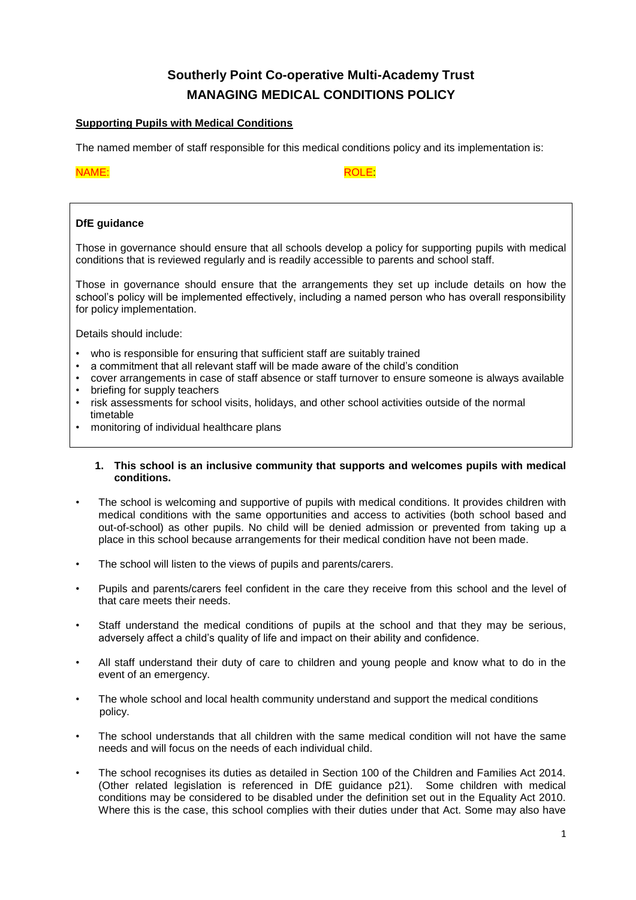# Southerly Point Co-operative Multi-Academy Trust
# MANAGING MEDICAL CONDITIONS POLICY

**Supporting Pupils with Medical Conditions**

The named member of staff responsible for this medical conditions policy and its implementation is:

NAME: ROLE:

**DfE guidance**

Those in governance should ensure that all schools develop a policy for supporting pupils with medical conditions that is reviewed regularly and is readily accessible to parents and school staff.

Those in governance should ensure that the arrangements they set up include details on how the school's policy will be implemented effectively, including a named person who has overall responsibility for policy implementation.

Details should include:

- who is responsible for ensuring that sufficient staff are suitably trained
- a commitment that all relevant staff will be made aware of the child's condition
- cover arrangements in case of staff absence or staff turnover to ensure someone is always available
- briefing for supply teachers
- risk assessments for school visits, holidays, and other school activities outside of the normal timetable
- monitoring of individual healthcare plans

**1. This school is an inclusive community that supports and welcomes pupils with medical conditions.**

- The school is welcoming and supportive of pupils with medical conditions. It provides children with medical conditions with the same opportunities and access to activities (both school based and out-of-school) as other pupils. No child will be denied admission or prevented from taking up a place in this school because arrangements for their medical condition have not been made.
- The school will listen to the views of pupils and parents/carers.
- Pupils and parents/carers feel confident in the care they receive from this school and the level of that care meets their needs.
- Staff understand the medical conditions of pupils at the school and that they may be serious, adversely affect a child's quality of life and impact on their ability and confidence.
- All staff understand their duty of care to children and young people and know what to do in the event of an emergency.
- The whole school and local health community understand and support the medical conditions policy.
- The school understands that all children with the same medical condition will not have the same needs and will focus on the needs of each individual child.
- The school recognises its duties as detailed in Section 100 of the Children and Families Act 2014. (Other related legislation is referenced in DfE guidance p21). Some children with medical conditions may be considered to be disabled under the definition set out in the Equality Act 2010. Where this is the case, this school complies with their duties under that Act. Some may also have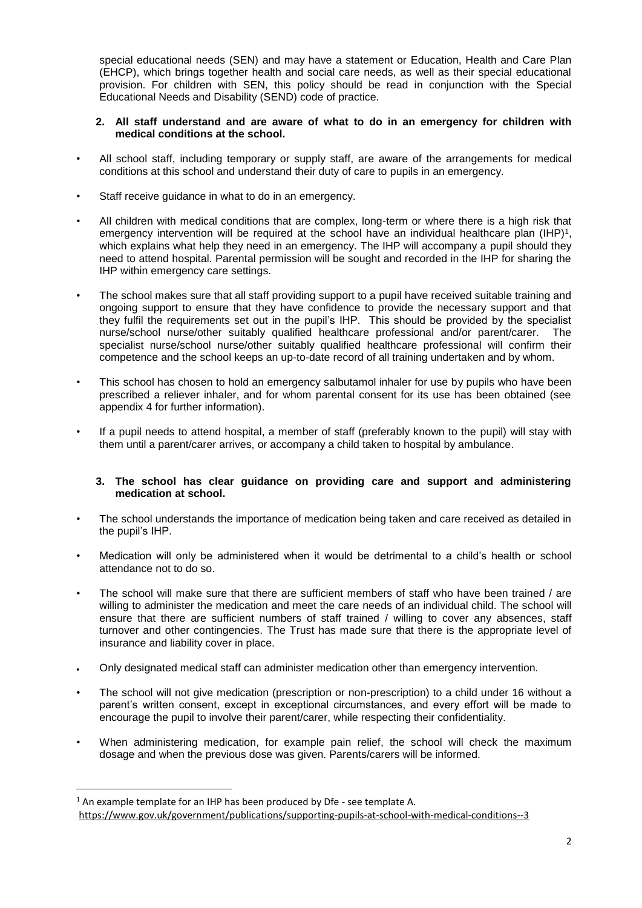special educational needs (SEN) and may have a statement or Education, Health and Care Plan (EHCP), which brings together health and social care needs, as well as their special educational provision. For children with SEN, this policy should be read in conjunction with the Special Educational Needs and Disability (SEND) code of practice.

**2. All staff understand and are aware of what to do in an emergency for children with medical conditions at the school.**

- All school staff, including temporary or supply staff, are aware of the arrangements for medical conditions at this school and understand their duty of care to pupils in an emergency.
- Staff receive guidance in what to do in an emergency.
- All children with medical conditions that are complex, long-term or where there is a high risk that emergency intervention will be required at the school have an individual healthcare plan (IHP)[1], which explains what help they need in an emergency. The IHP will accompany a pupil should they need to attend hospital. Parental permission will be sought and recorded in the IHP for sharing the IHP within emergency care settings.
- The school makes sure that all staff providing support to a pupil have received suitable training and ongoing support to ensure that they have confidence to provide the necessary support and that they fulfil the requirements set out in the pupil's IHP. This should be provided by the specialist nurse/school nurse/other suitably qualified healthcare professional and/or parent/carer. The specialist nurse/school nurse/other suitably qualified healthcare professional will confirm their competence and the school keeps an up-to-date record of all training undertaken and by whom.
- This school has chosen to hold an emergency salbutamol inhaler for use by pupils who have been prescribed a reliever inhaler, and for whom parental consent for its use has been obtained (see appendix 4 for further information).
- If a pupil needs to attend hospital, a member of staff (preferably known to the pupil) will stay with them until a parent/carer arrives, or accompany a child taken to hospital by ambulance.

**3. The school has clear guidance on providing care and support and administering medication at school.**

- The school understands the importance of medication being taken and care received as detailed in the pupil's IHP.
- Medication will only be administered when it would be detrimental to a child's health or school attendance not to do so.
- The school will make sure that there are sufficient members of staff who have been trained / are willing to administer the medication and meet the care needs of an individual child. The school will ensure that there are sufficient numbers of staff trained / willing to cover any absences, staff turnover and other contingencies. The Trust has made sure that there is the appropriate level of insurance and liability cover in place.
- Only designated medical staff can administer medication other than emergency intervention.
- The school will not give medication (prescription or non-prescription) to a child under 16 without a parent's written consent, except in exceptional circumstances, and every effort will be made to encourage the pupil to involve their parent/carer, while respecting their confidentiality.
- When administering medication, for example pain relief, the school will check the maximum dosage and when the previous dose was given. Parents/carers will be informed.

---

[1] An example template for an IHP has been produced by Dfe - see template A.
https://www.gov.uk/government/publications/supporting-pupils-at-school-with-medical-conditions--3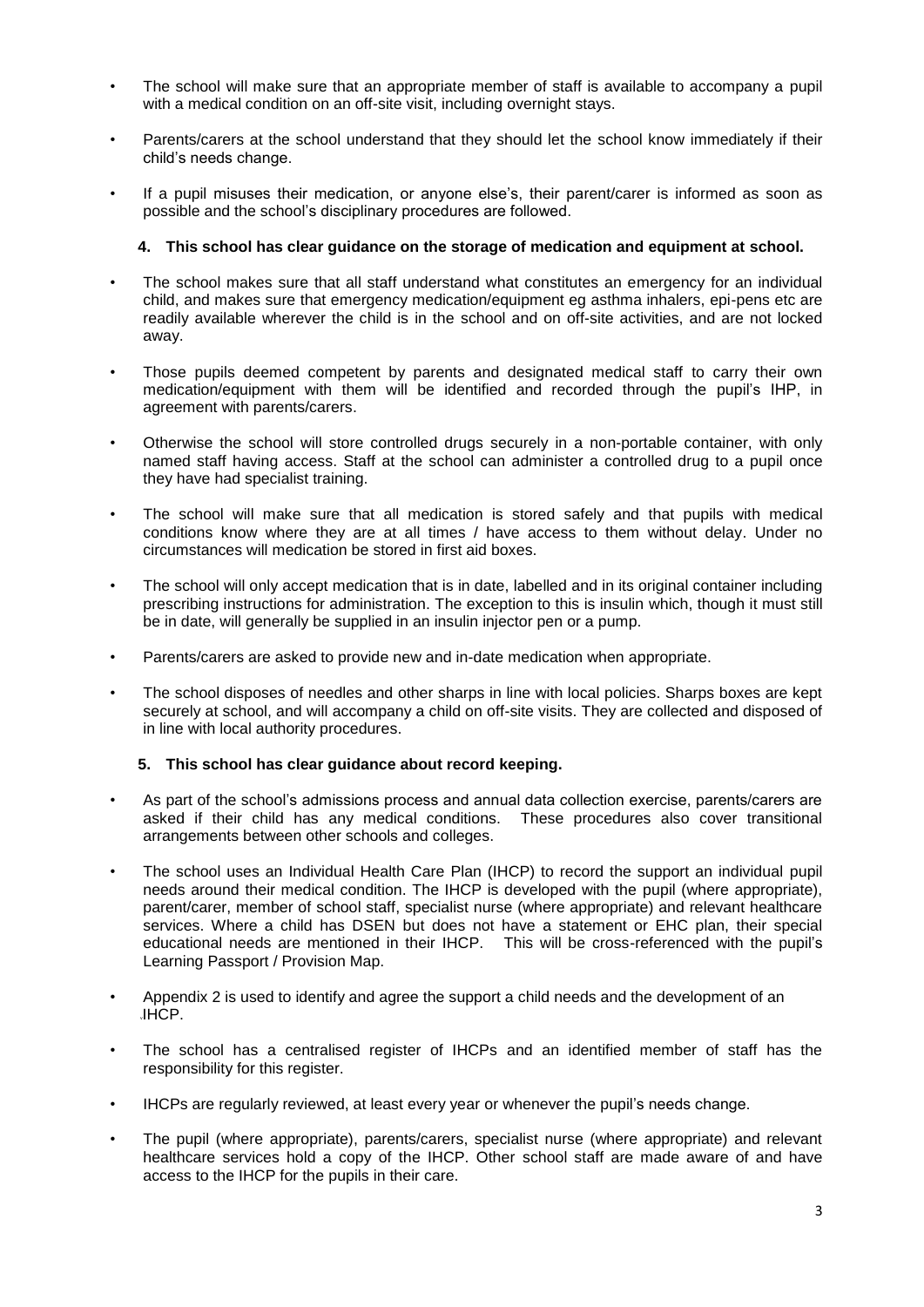- The school will make sure that an appropriate member of staff is available to accompany a pupil with a medical condition on an off-site visit, including overnight stays.
- Parents/carers at the school understand that they should let the school know immediately if their child's needs change.
- If a pupil misuses their medication, or anyone else's, their parent/carer is informed as soon as possible and the school's disciplinary procedures are followed.

**4. This school has clear guidance on the storage of medication and equipment at school.**

- The school makes sure that all staff understand what constitutes an emergency for an individual child, and makes sure that emergency medication/equipment eg asthma inhalers, epi-pens etc are readily available wherever the child is in the school and on off-site activities, and are not locked away.
- Those pupils deemed competent by parents and designated medical staff to carry their own medication/equipment with them will be identified and recorded through the pupil's IHP, in agreement with parents/carers.
- Otherwise the school will store controlled drugs securely in a non-portable container, with only named staff having access. Staff at the school can administer a controlled drug to a pupil once they have had specialist training.
- The school will make sure that all medication is stored safely and that pupils with medical conditions know where they are at all times / have access to them without delay. Under no circumstances will medication be stored in first aid boxes.
- The school will only accept medication that is in date, labelled and in its original container including prescribing instructions for administration. The exception to this is insulin which, though it must still be in date, will generally be supplied in an insulin injector pen or a pump.
- Parents/carers are asked to provide new and in-date medication when appropriate.
- The school disposes of needles and other sharps in line with local policies. Sharps boxes are kept securely at school, and will accompany a child on off-site visits. They are collected and disposed of in line with local authority procedures.

**5. This school has clear guidance about record keeping.**

- As part of the school's admissions process and annual data collection exercise, parents/carers are asked if their child has any medical conditions. These procedures also cover transitional arrangements between other schools and colleges.
- The school uses an Individual Health Care Plan (IHCP) to record the support an individual pupil needs around their medical condition. The IHCP is developed with the pupil (where appropriate), parent/carer, member of school staff, specialist nurse (where appropriate) and relevant healthcare services. Where a child has DSEN but does not have a statement or EHC plan, their special educational needs are mentioned in their IHCP. This will be cross-referenced with the pupil's Learning Passport / Provision Map.
- Appendix 2 is used to identify and agree the support a child needs and the development of an IHCP.
- The school has a centralised register of IHCPs and an identified member of staff has the responsibility for this register.
- IHCPs are regularly reviewed, at least every year or whenever the pupil's needs change.
- The pupil (where appropriate), parents/carers, specialist nurse (where appropriate) and relevant healthcare services hold a copy of the IHCP. Other school staff are made aware of and have access to the IHCP for the pupils in their care.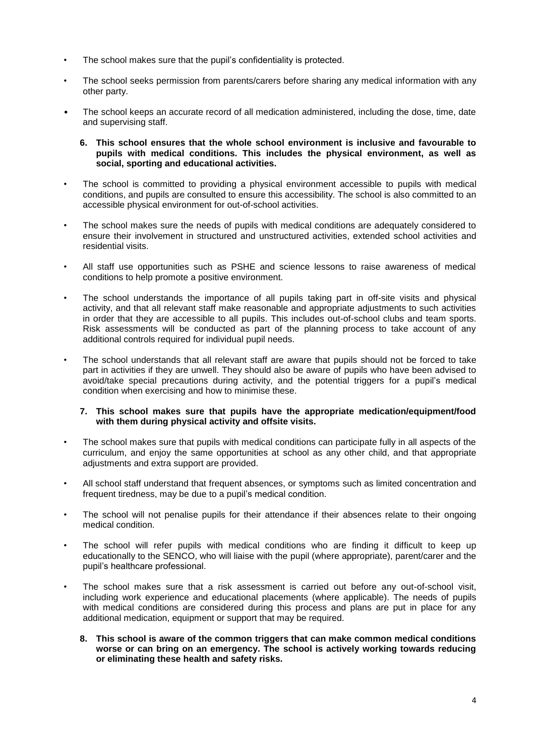- The school makes sure that the pupil's confidentiality is protected.
- The school seeks permission from parents/carers before sharing any medical information with any other party.
- The school keeps an accurate record of all medication administered, including the dose, time, date and supervising staff.

6. **This school ensures that the whole school environment is inclusive and favourable to pupils with medical conditions. This includes the physical environment, as well as social, sporting and educational activities.**

- The school is committed to providing a physical environment accessible to pupils with medical conditions, and pupils are consulted to ensure this accessibility. The school is also committed to an accessible physical environment for out-of-school activities.
- The school makes sure the needs of pupils with medical conditions are adequately considered to ensure their involvement in structured and unstructured activities, extended school activities and residential visits.
- All staff use opportunities such as PSHE and science lessons to raise awareness of medical conditions to help promote a positive environment.
- The school understands the importance of all pupils taking part in off-site visits and physical activity, and that all relevant staff make reasonable and appropriate adjustments to such activities in order that they are accessible to all pupils. This includes out-of-school clubs and team sports. Risk assessments will be conducted as part of the planning process to take account of any additional controls required for individual pupil needs.
- The school understands that all relevant staff are aware that pupils should not be forced to take part in activities if they are unwell. They should also be aware of pupils who have been advised to avoid/take special precautions during activity, and the potential triggers for a pupil's medical condition when exercising and how to minimise these.

7. **This school makes sure that pupils have the appropriate medication/equipment/food with them during physical activity and offsite visits.**

- The school makes sure that pupils with medical conditions can participate fully in all aspects of the curriculum, and enjoy the same opportunities at school as any other child, and that appropriate adjustments and extra support are provided.
- All school staff understand that frequent absences, or symptoms such as limited concentration and frequent tiredness, may be due to a pupil's medical condition.
- The school will not penalise pupils for their attendance if their absences relate to their ongoing medical condition.
- The school will refer pupils with medical conditions who are finding it difficult to keep up educationally to the SENCO, who will liaise with the pupil (where appropriate), parent/carer and the pupil's healthcare professional.
- The school makes sure that a risk assessment is carried out before any out-of-school visit, including work experience and educational placements (where applicable). The needs of pupils with medical conditions are considered during this process and plans are put in place for any additional medication, equipment or support that may be required.

8. **This school is aware of the common triggers that can make common medical conditions worse or can bring on an emergency. The school is actively working towards reducing or eliminating these health and safety risks.**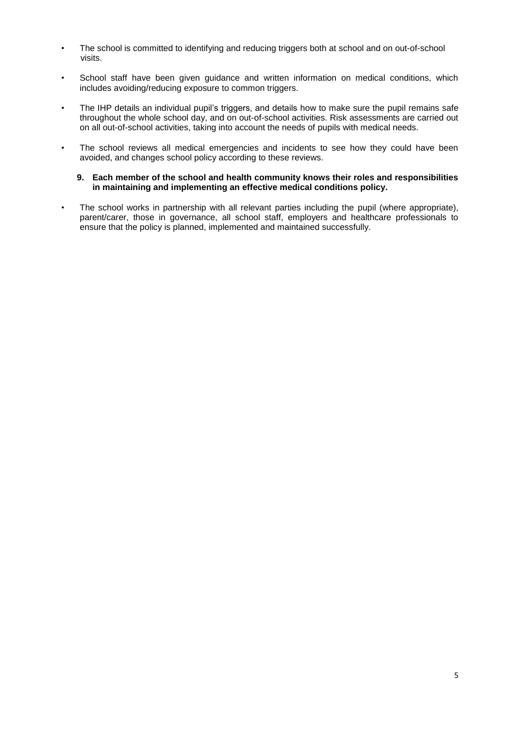- The school is committed to identifying and reducing triggers both at school and on out-of-school visits.
- School staff have been given guidance and written information on medical conditions, which includes avoiding/reducing exposure to common triggers.
- The IHP details an individual pupil's triggers, and details how to make sure the pupil remains safe throughout the whole school day, and on out-of-school activities. Risk assessments are carried out on all out-of-school activities, taking into account the needs of pupils with medical needs.
- The school reviews all medical emergencies and incidents to see how they could have been avoided, and changes school policy according to these reviews.

**9. Each member of the school and health community knows their roles and responsibilities in maintaining and implementing an effective medical conditions policy.**

- The school works in partnership with all relevant parties including the pupil (where appropriate), parent/carer, those in governance, all school staff, employers and healthcare professionals to ensure that the policy is planned, implemented and maintained successfully.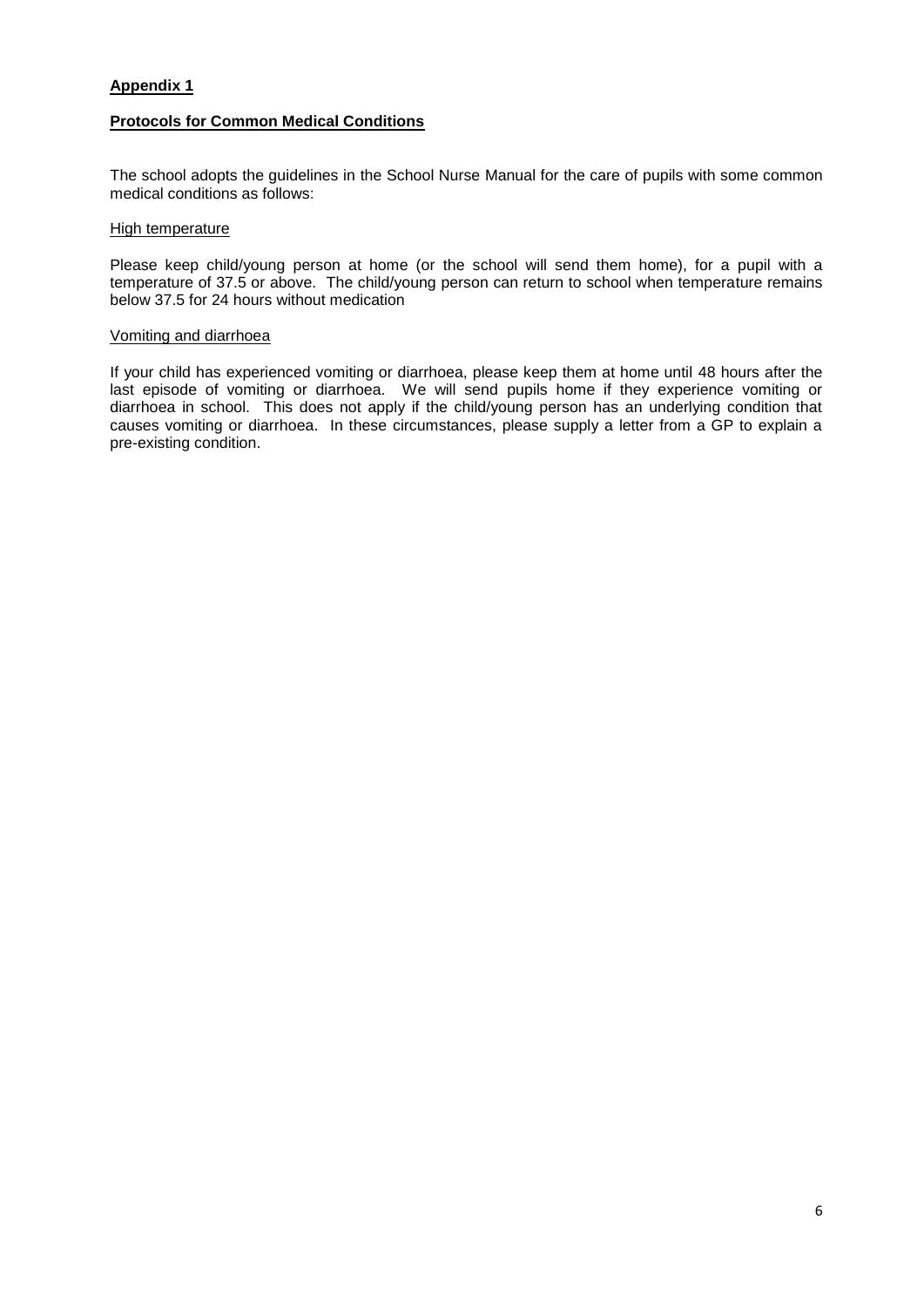## **Appendix 1**

### **Protocols for Common Medical Conditions**

The school adopts the guidelines in the School Nurse Manual for the care of pupils with some common medical conditions as follows:

#### High temperature

Please keep child/young person at home (or the school will send them home), for a pupil with a temperature of 37.5 or above. The child/young person can return to school when temperature remains below 37.5 for 24 hours without medication

#### Vomiting and diarrhoea

If your child has experienced vomiting or diarrhoea, please keep them at home until 48 hours after the last episode of vomiting or diarrhoea. We will send pupils home if they experience vomiting or diarrhoea in school. This does not apply if the child/young person has an underlying condition that causes vomiting or diarrhoea. In these circumstances, please supply a letter from a GP to explain a pre-existing condition.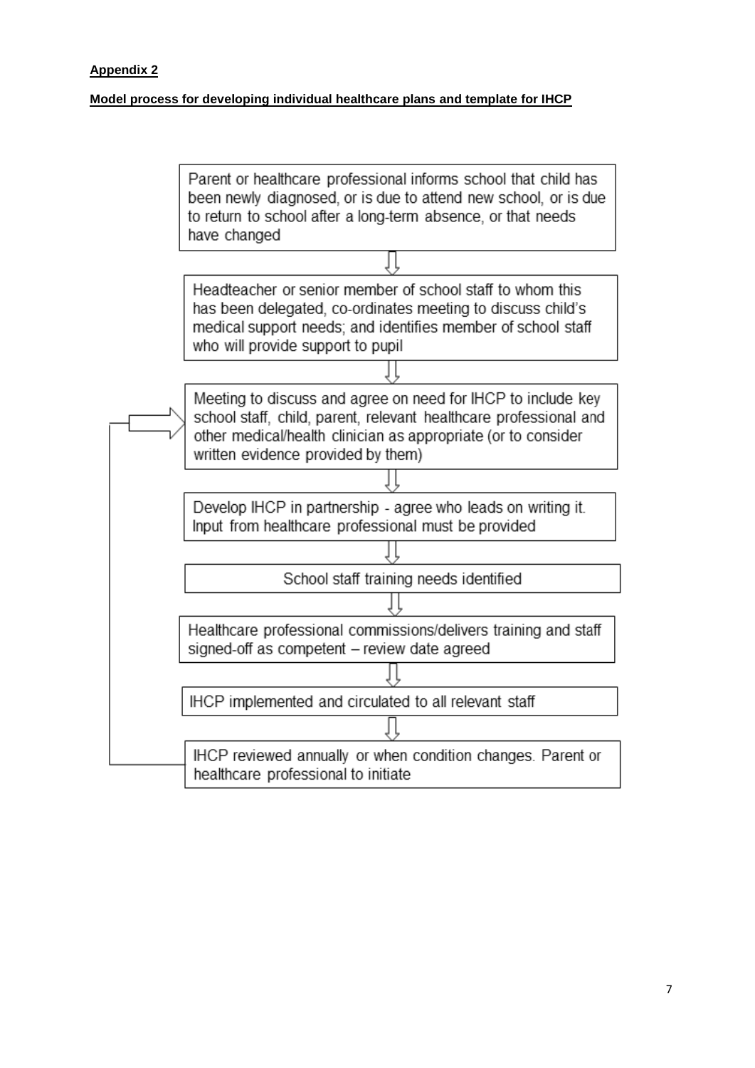**Appendix 2**

**Model process for developing individual healthcare plans and template for IHCP**

Parent or healthcare professional informs school that child has been newly diagnosed, or is due to attend new school, or is due to return to school after a long-term absence, or that needs have changed

⇩

Headteacher or senior member of school staff to whom this has been delegated, co-ordinates meeting to discuss child's medical support needs; and identifies member of school staff who will provide support to pupil

⇩

Meeting to discuss and agree on need for IHCP to include key school staff, child, parent, relevant healthcare professional and other medical/health clinician as appropriate (or to consider written evidence provided by them)

⇩

Develop IHCP in partnership - agree who leads on writing it. Input from healthcare professional must be provided

⇩

School staff training needs identified

⇩

Healthcare professional commissions/delivers training and staff signed-off as competent – review date agreed

⇩

IHCP implemented and circulated to all relevant staff

⇩

IHCP reviewed annually or when condition changes. Parent or healthcare professional to initiate (returns to: Meeting to discuss and agree on need for IHCP)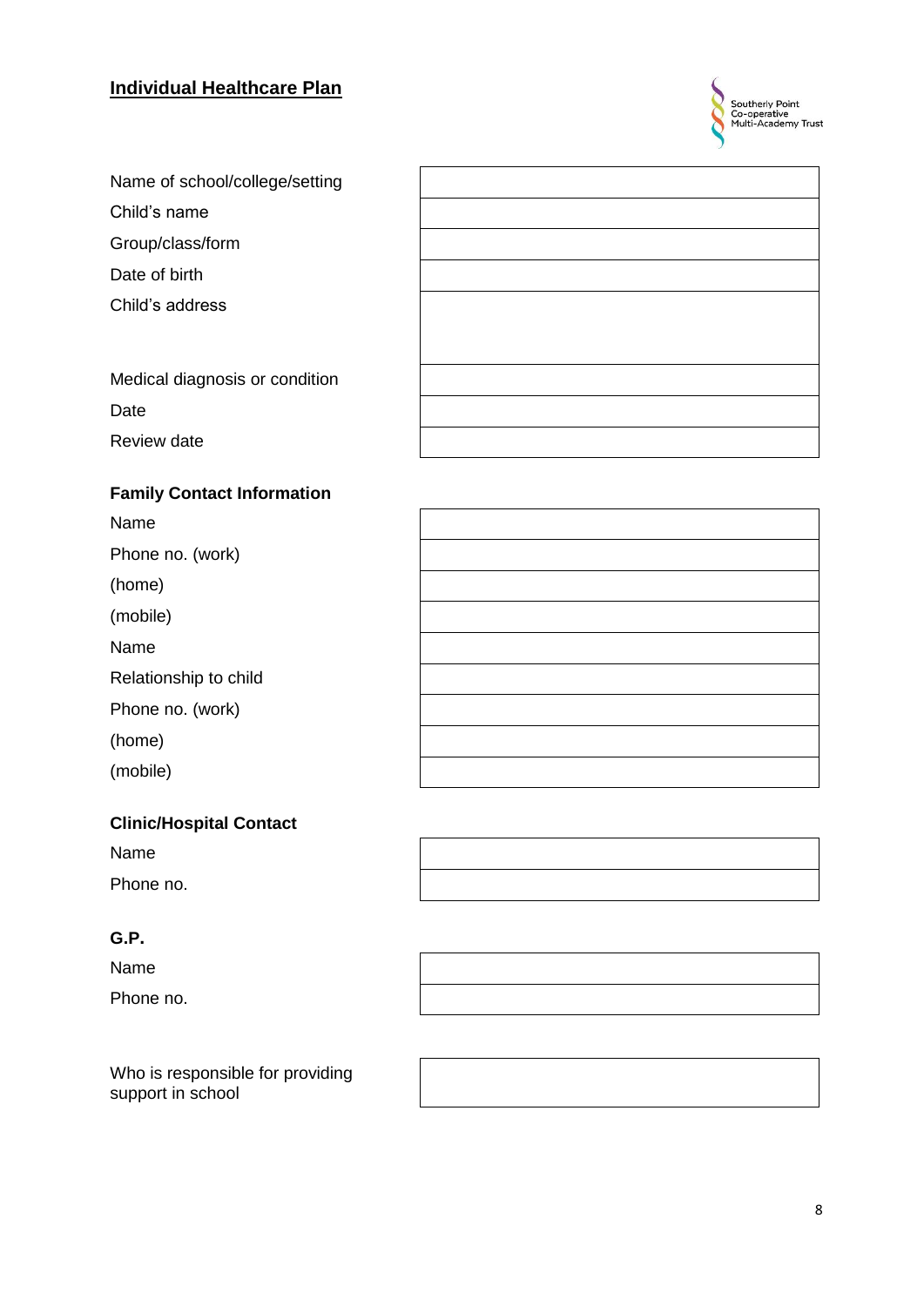## Individual Healthcare Plan

| | |
|---|---|
| Name of school/college/setting | |
| Child's name | |
| Group/class/form | |
| Date of birth | |
| Child's address | |
| Medical diagnosis or condition | |
| Date | |
| Review date | |

**Family Contact Information**

| | |
|---|---|
| Name | |
| Phone no. (work) | |
| (home) | |
| (mobile) | |
| Name | |
| Relationship to child | |
| Phone no. (work) | |
| (home) | |
| (mobile) | |

**Clinic/Hospital Contact**

| | |
|---|---|
| Name | |
| Phone no. | |

**G.P.**

| | |
|---|---|
| Name | |
| Phone no. | |

| | |
|---|---|
| Who is responsible for providing support in school | |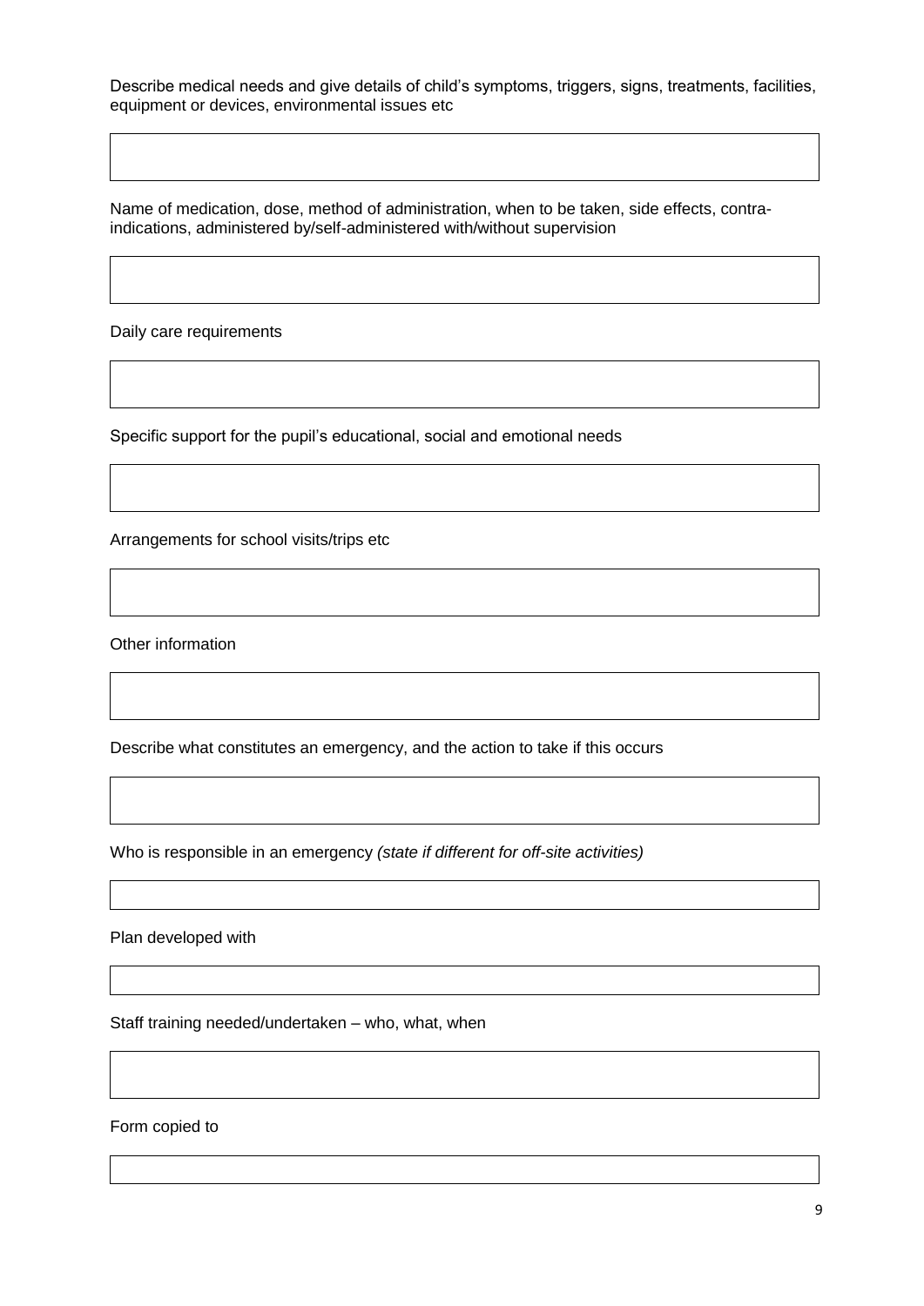Describe medical needs and give details of child's symptoms, triggers, signs, treatments, facilities, equipment or devices, environmental issues etc

| |
|---|
| |

Name of medication, dose, method of administration, when to be taken, side effects, contra-indications, administered by/self-administered with/without supervision

| |
|---|
| |

Daily care requirements

| |
|---|
| |

Specific support for the pupil's educational, social and emotional needs

| |
|---|
| |

Arrangements for school visits/trips etc

| |
|---|
| |

Other information

| |
|---|
| |

Describe what constitutes an emergency, and the action to take if this occurs

| |
|---|
| |

Who is responsible in an emergency *(state if different for off-site activities)*

| |
|---|
| |

Plan developed with

| |
|---|
| |

Staff training needed/undertaken – who, what, when

| |
|---|
| |

Form copied to

| |
|---|
| |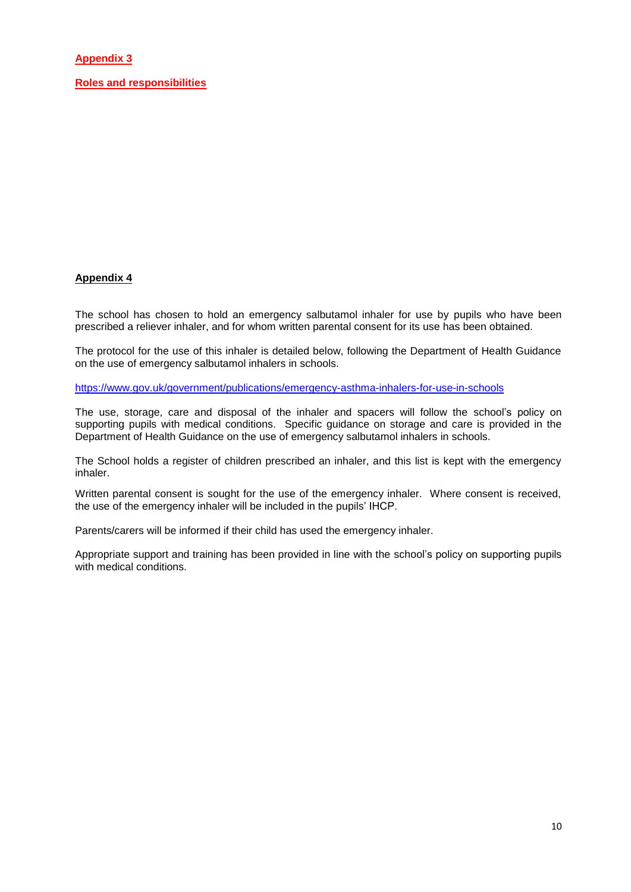## Appendix 3

## Roles and responsibilities

## Appendix 4

The school has chosen to hold an emergency salbutamol inhaler for use by pupils who have been prescribed a reliever inhaler, and for whom written parental consent for its use has been obtained.

The protocol for the use of this inhaler is detailed below, following the Department of Health Guidance on the use of emergency salbutamol inhalers in schools.

https://www.gov.uk/government/publications/emergency-asthma-inhalers-for-use-in-schools

The use, storage, care and disposal of the inhaler and spacers will follow the school's policy on supporting pupils with medical conditions. Specific guidance on storage and care is provided in the Department of Health Guidance on the use of emergency salbutamol inhalers in schools.

The School holds a register of children prescribed an inhaler, and this list is kept with the emergency inhaler.

Written parental consent is sought for the use of the emergency inhaler. Where consent is received, the use of the emergency inhaler will be included in the pupils' IHCP.

Parents/carers will be informed if their child has used the emergency inhaler.

Appropriate support and training has been provided in line with the school's policy on supporting pupils with medical conditions.